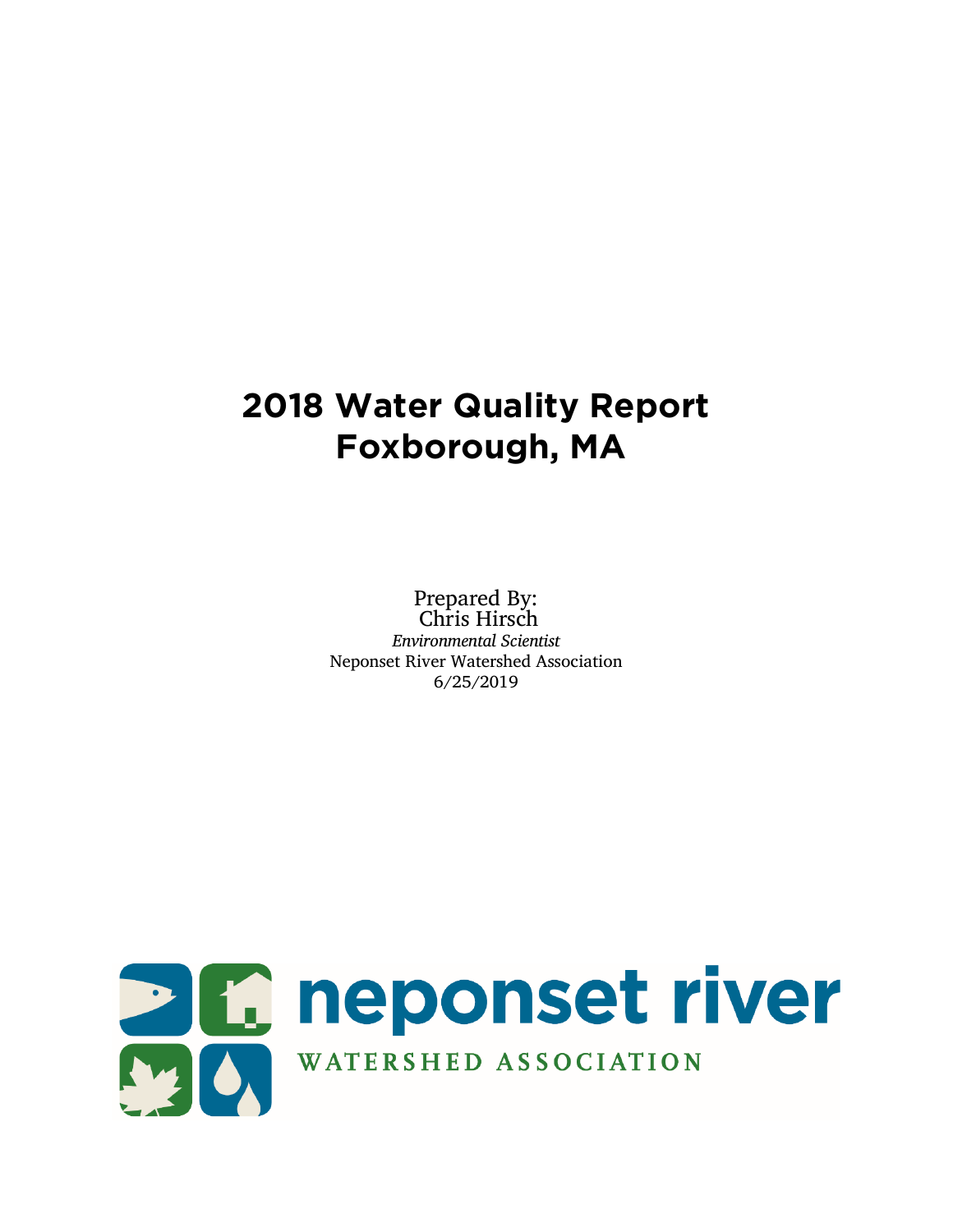# 2018 Water Quality Report
# Foxborough, MA

Prepared By:
Chris Hirsch
*Environmental Scientist*
Neponset River Watershed Association
6/25/2019

neponset river
WATERSHED ASSOCIATION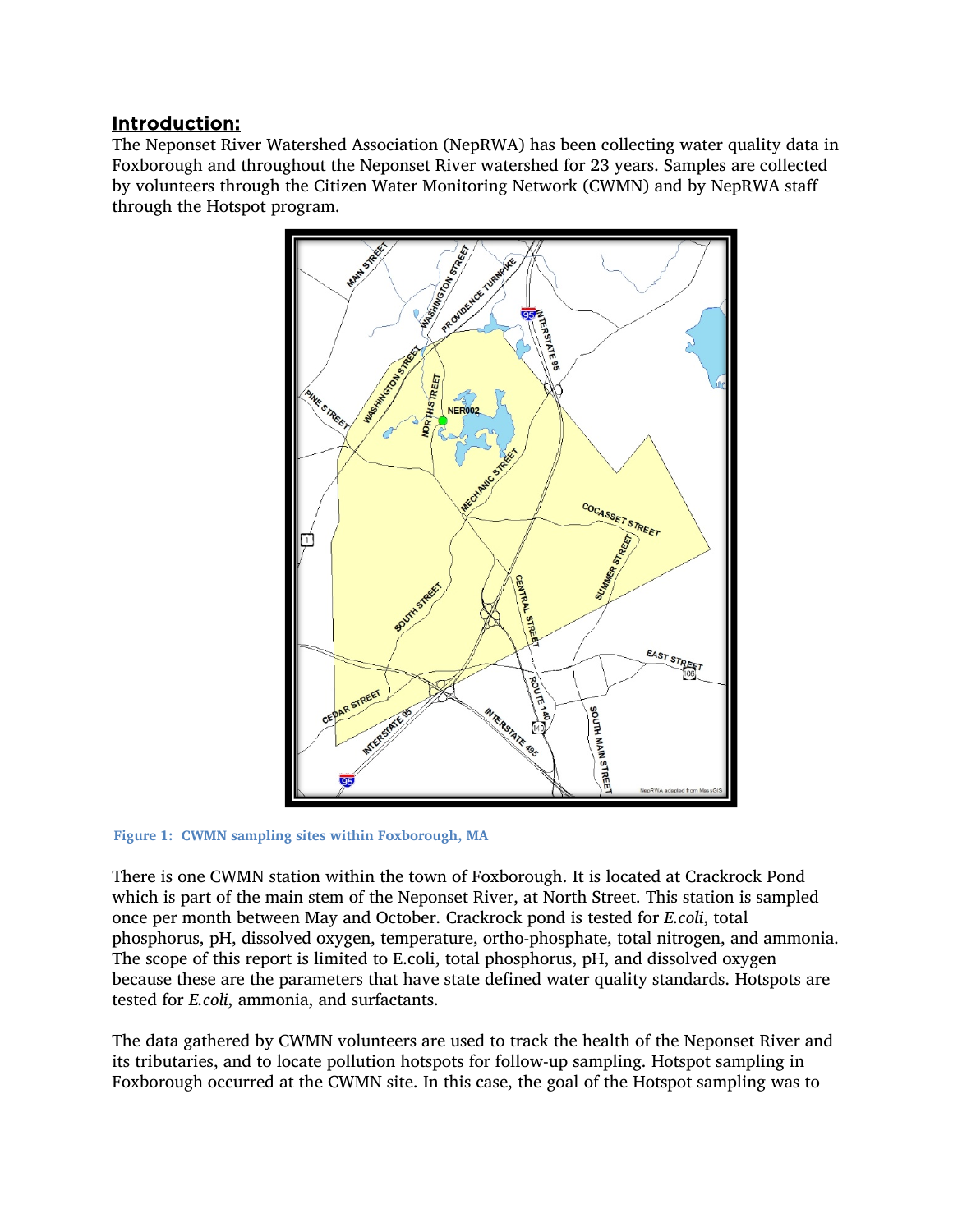## Introduction:

The Neponset River Watershed Association (NepRWA) has been collecting water quality data in Foxborough and throughout the Neponset River watershed for 23 years. Samples are collected by volunteers through the Citizen Water Monitoring Network (CWMN) and by NepRWA staff through the Hotspot program.

Figure 1: CWMN sampling sites within Foxborough, MA

There is one CWMN station within the town of Foxborough. It is located at Crackrock Pond which is part of the main stem of the Neponset River, at North Street. This station is sampled once per month between May and October. Crackrock pond is tested for *E.coli*, total phosphorus, pH, dissolved oxygen, temperature, ortho-phosphate, total nitrogen, and ammonia. The scope of this report is limited to E.coli, total phosphorus, pH, and dissolved oxygen because these are the parameters that have state defined water quality standards. Hotspots are tested for *E.coli*, ammonia, and surfactants.

The data gathered by CWMN volunteers are used to track the health of the Neponset River and its tributaries, and to locate pollution hotspots for follow-up sampling. Hotspot sampling in Foxborough occurred at the CWMN site. In this case, the goal of the Hotspot sampling was to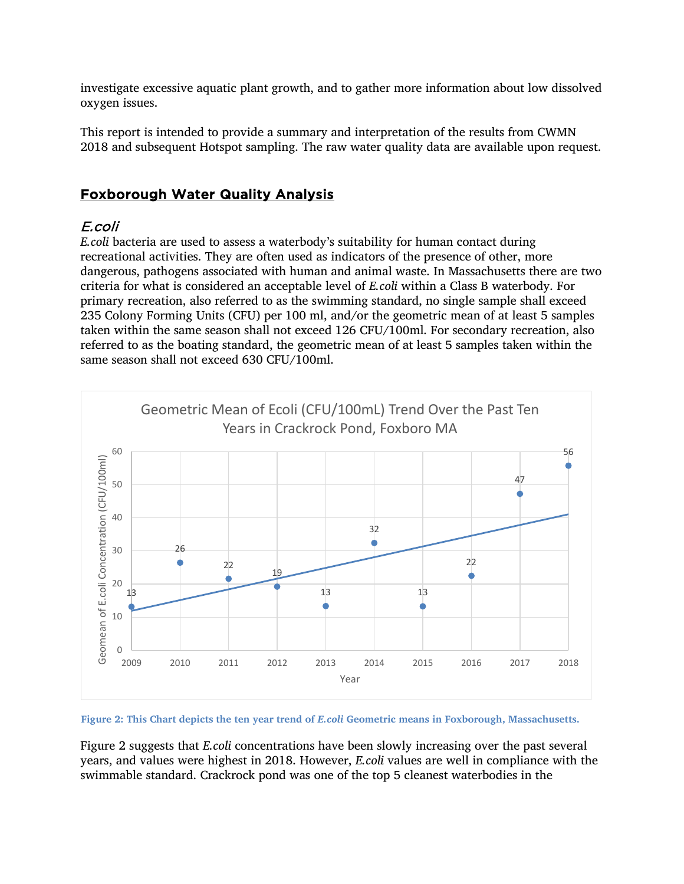investigate excessive aquatic plant growth, and to gather more information about low dissolved oxygen issues.

This report is intended to provide a summary and interpretation of the results from CWMN 2018 and subsequent Hotspot sampling. The raw water quality data are available upon request.

## Foxborough Water Quality Analysis

### *E.coli*

*E.coli* bacteria are used to assess a waterbody's suitability for human contact during recreational activities. They are often used as indicators of the presence of other, more dangerous, pathogens associated with human and animal waste. In Massachusetts there are two criteria for what is considered an acceptable level of *E.coli* within a Class B waterbody. For primary recreation, also referred to as the swimming standard, no single sample shall exceed 235 Colony Forming Units (CFU) per 100 ml, and/or the geometric mean of at least 5 samples taken within the same season shall not exceed 126 CFU/100ml. For secondary recreation, also referred to as the boating standard, the geometric mean of at least 5 samples taken within the same season shall not exceed 630 CFU/100ml.

**Figure 2: This Chart depicts the ten year trend of *E.coli* Geometric means in Foxborough, Massachusetts.**

Figure 2 suggests that *E.coli* concentrations have been slowly increasing over the past several years, and values were highest in 2018. However, *E.coli* values are well in compliance with the swimmable standard. Crackrock pond was one of the top 5 cleanest waterbodies in the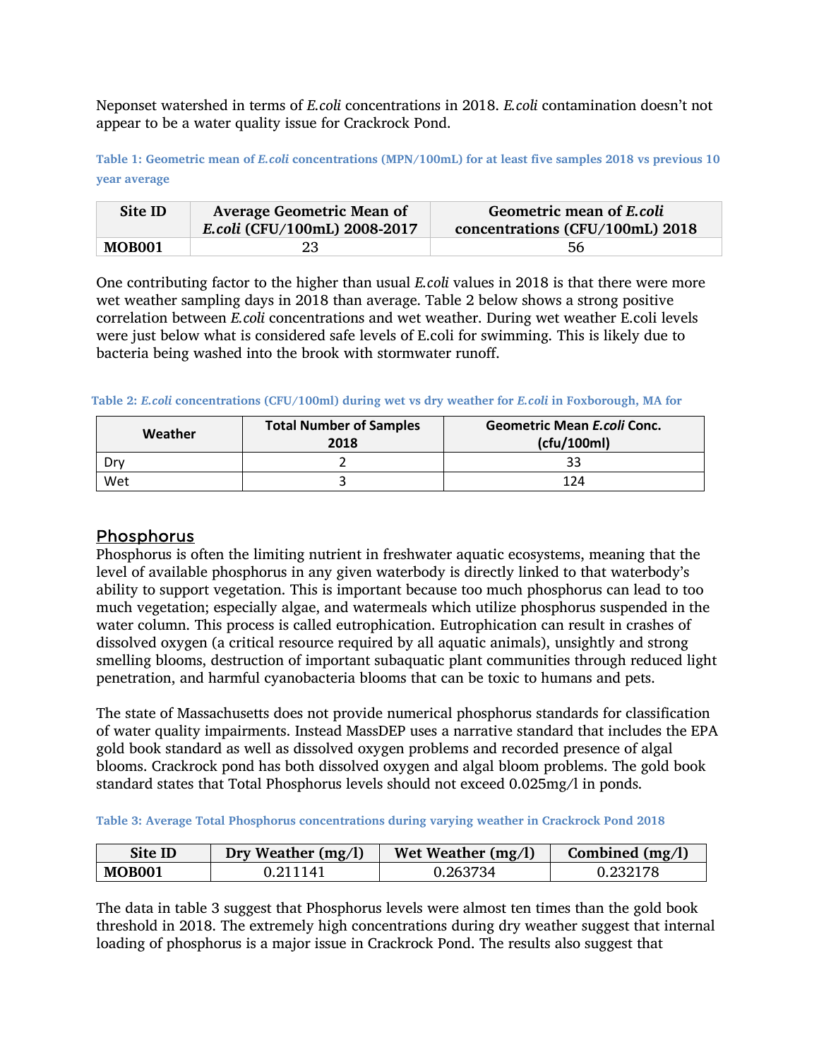Neponset watershed in terms of *E.coli* concentrations in 2018. *E.coli* contamination doesn't not appear to be a water quality issue for Crackrock Pond.

**Table 1: Geometric mean of *E.coli* concentrations (MPN/100mL) for at least five samples 2018 vs previous 10 year average**

| Site ID | Average Geometric Mean of *E.coli* (CFU/100mL) 2008-2017 | Geometric mean of *E.coli* concentrations (CFU/100mL) 2018 |
|---|---|---|
| **MOB001** | 23 | 56 |

One contributing factor to the higher than usual *E.coli* values in 2018 is that there were more wet weather sampling days in 2018 than average. Table 2 below shows a strong positive correlation between *E.coli* concentrations and wet weather. During wet weather E.coli levels were just below what is considered safe levels of E.coli for swimming. This is likely due to bacteria being washed into the brook with stormwater runoff.

**Table 2: *E.coli* concentrations (CFU/100ml) during wet vs dry weather for *E.coli* in Foxborough, MA for**

| Weather | Total Number of Samples 2018 | Geometric Mean *E.coli* Conc. (cfu/100ml) |
|---|---|---|
| Dry | 2 | 33 |
| Wet | 3 | 124 |

## Phosphorus

Phosphorus is often the limiting nutrient in freshwater aquatic ecosystems, meaning that the level of available phosphorus in any given waterbody is directly linked to that waterbody's ability to support vegetation. This is important because too much phosphorus can lead to too much vegetation; especially algae, and watermeals which utilize phosphorus suspended in the water column. This process is called eutrophication. Eutrophication can result in crashes of dissolved oxygen (a critical resource required by all aquatic animals), unsightly and strong smelling blooms, destruction of important subaquatic plant communities through reduced light penetration, and harmful cyanobacteria blooms that can be toxic to humans and pets.

The state of Massachusetts does not provide numerical phosphorus standards for classification of water quality impairments. Instead MassDEP uses a narrative standard that includes the EPA gold book standard as well as dissolved oxygen problems and recorded presence of algal blooms. Crackrock pond has both dissolved oxygen and algal bloom problems. The gold book standard states that Total Phosphorus levels should not exceed 0.025mg/l in ponds.

**Table 3: Average Total Phosphorus concentrations during varying weather in Crackrock Pond 2018**

| Site ID | Dry Weather (mg/l) | Wet Weather (mg/l) | Combined (mg/l) |
|---|---|---|---|
| **MOB001** | 0.211141 | 0.263734 | 0.232178 |

The data in table 3 suggest that Phosphorus levels were almost ten times than the gold book threshold in 2018. The extremely high concentrations during dry weather suggest that internal loading of phosphorus is a major issue in Crackrock Pond. The results also suggest that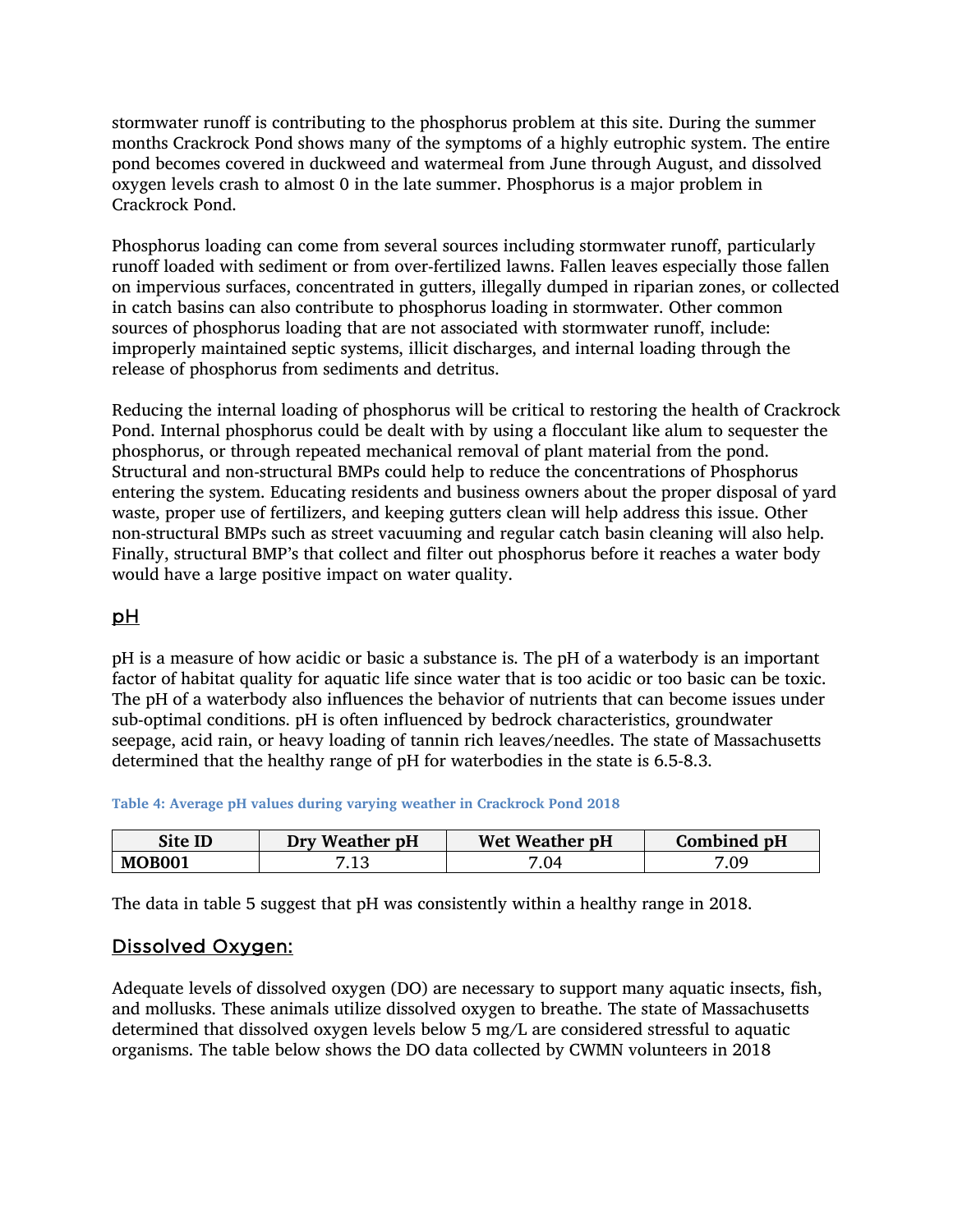stormwater runoff is contributing to the phosphorus problem at this site. During the summer months Crackrock Pond shows many of the symptoms of a highly eutrophic system. The entire pond becomes covered in duckweed and watermeal from June through August, and dissolved oxygen levels crash to almost 0 in the late summer. Phosphorus is a major problem in Crackrock Pond.

Phosphorus loading can come from several sources including stormwater runoff, particularly runoff loaded with sediment or from over-fertilized lawns. Fallen leaves especially those fallen on impervious surfaces, concentrated in gutters, illegally dumped in riparian zones, or collected in catch basins can also contribute to phosphorus loading in stormwater. Other common sources of phosphorus loading that are not associated with stormwater runoff, include: improperly maintained septic systems, illicit discharges, and internal loading through the release of phosphorus from sediments and detritus.

Reducing the internal loading of phosphorus will be critical to restoring the health of Crackrock Pond. Internal phosphorus could be dealt with by using a flocculant like alum to sequester the phosphorus, or through repeated mechanical removal of plant material from the pond. Structural and non-structural BMPs could help to reduce the concentrations of Phosphorus entering the system. Educating residents and business owners about the proper disposal of yard waste, proper use of fertilizers, and keeping gutters clean will help address this issue. Other non-structural BMPs such as street vacuuming and regular catch basin cleaning will also help. Finally, structural BMP's that collect and filter out phosphorus before it reaches a water body would have a large positive impact on water quality.

## pH

pH is a measure of how acidic or basic a substance is. The pH of a waterbody is an important factor of habitat quality for aquatic life since water that is too acidic or too basic can be toxic. The pH of a waterbody also influences the behavior of nutrients that can become issues under sub-optimal conditions. pH is often influenced by bedrock characteristics, groundwater seepage, acid rain, or heavy loading of tannin rich leaves/needles. The state of Massachusetts determined that the healthy range of pH for waterbodies in the state is 6.5-8.3.

**Table 4: Average pH values during varying weather in Crackrock Pond 2018**

| Site ID | Dry Weather pH | Wet Weather pH | Combined pH |
|---|---|---|---|
| **MOB001** | 7.13 | 7.04 | 7.09 |

The data in table 5 suggest that pH was consistently within a healthy range in 2018.

## Dissolved Oxygen:

Adequate levels of dissolved oxygen (DO) are necessary to support many aquatic insects, fish, and mollusks. These animals utilize dissolved oxygen to breathe. The state of Massachusetts determined that dissolved oxygen levels below 5 mg/L are considered stressful to aquatic organisms. The table below shows the DO data collected by CWMN volunteers in 2018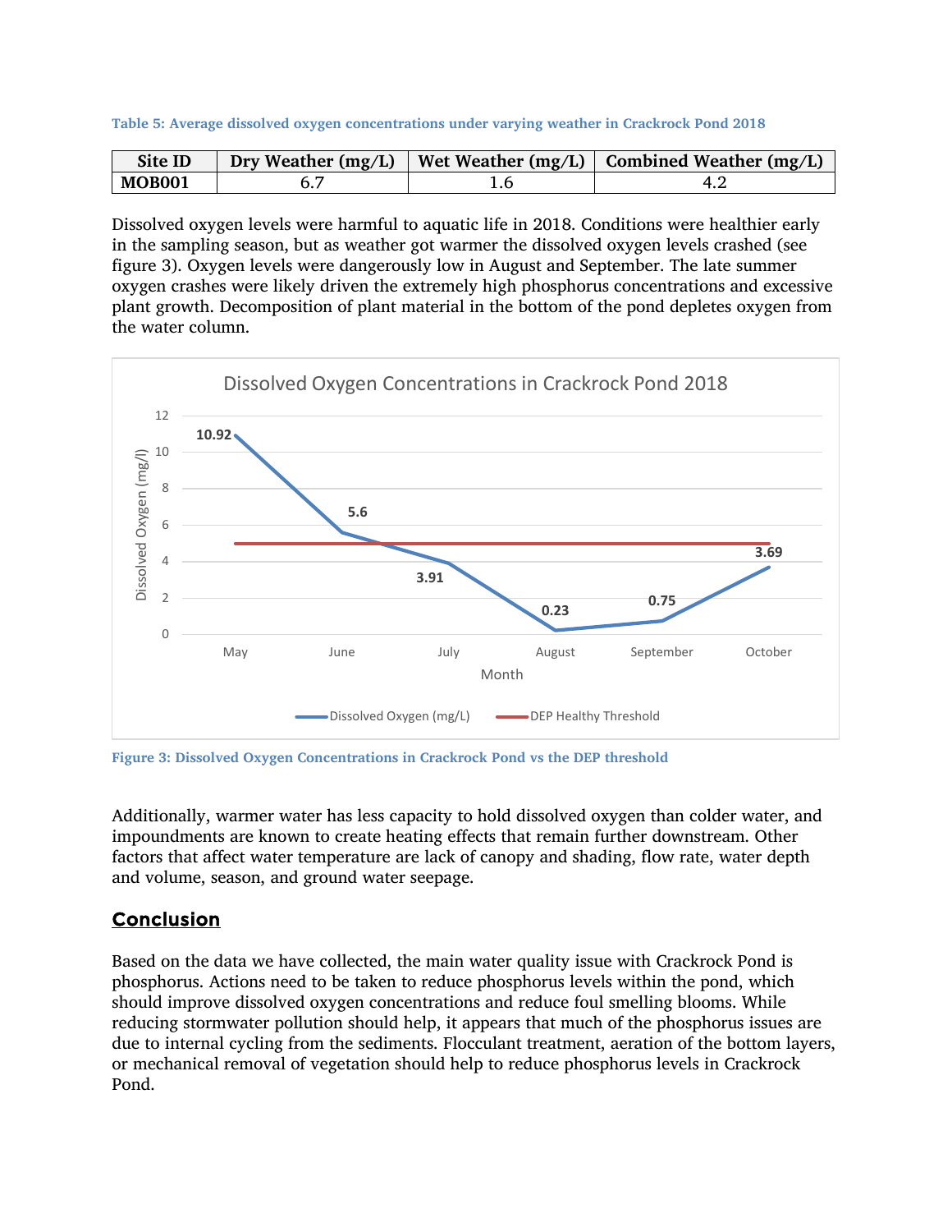Table 5: Average dissolved oxygen concentrations under varying weather in Crackrock Pond 2018

| Site ID | Dry Weather (mg/L) | Wet Weather (mg/L) | Combined Weather (mg/L) |
|---|---|---|---|
| **MOB001** | 6.7 | 1.6 | 4.2 |

Dissolved oxygen levels were harmful to aquatic life in 2018. Conditions were healthier early in the sampling season, but as weather got warmer the dissolved oxygen levels crashed (see figure 3). Oxygen levels were dangerously low in August and September. The late summer oxygen crashes were likely driven the extremely high phosphorus concentrations and excessive plant growth. Decomposition of plant material in the bottom of the pond depletes oxygen from the water column.

Figure 3: Dissolved Oxygen Concentrations in Crackrock Pond vs the DEP threshold

Additionally, warmer water has less capacity to hold dissolved oxygen than colder water, and impoundments are known to create heating effects that remain further downstream. Other factors that affect water temperature are lack of canopy and shading, flow rate, water depth and volume, season, and ground water seepage.

## Conclusion

Based on the data we have collected, the main water quality issue with Crackrock Pond is phosphorus. Actions need to be taken to reduce phosphorus levels within the pond, which should improve dissolved oxygen concentrations and reduce foul smelling blooms. While reducing stormwater pollution should help, it appears that much of the phosphorus issues are due to internal cycling from the sediments. Flocculant treatment, aeration of the bottom layers, or mechanical removal of vegetation should help to reduce phosphorus levels in Crackrock Pond.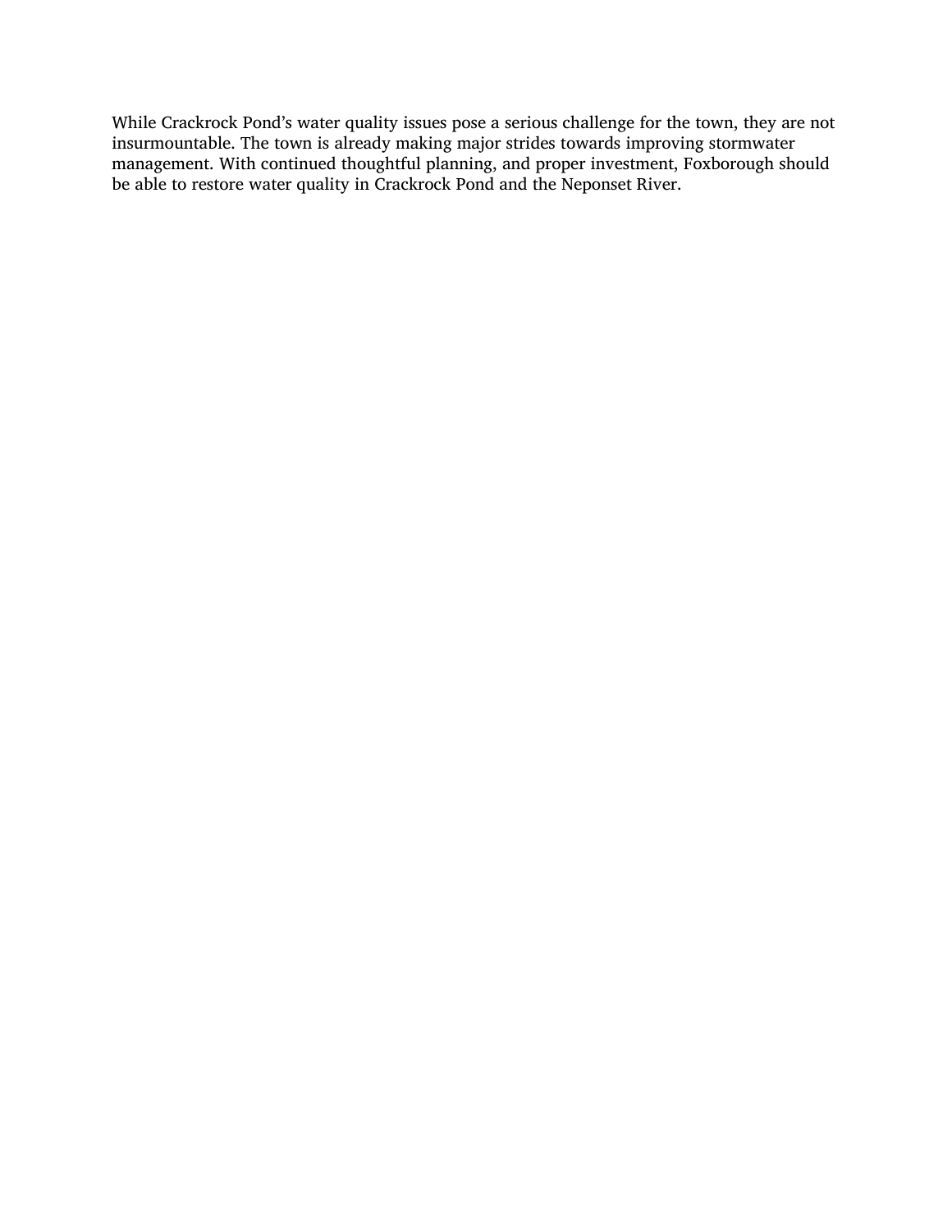While Crackrock Pond’s water quality issues pose a serious challenge for the town, they are not insurmountable. The town is already making major strides towards improving stormwater management. With continued thoughtful planning, and proper investment, Foxborough should be able to restore water quality in Crackrock Pond and the Neponset River.